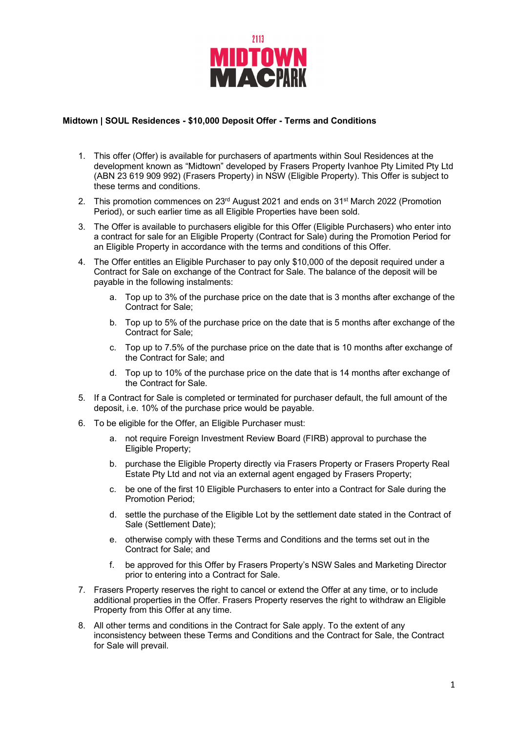**2113**
**MIDTOWN**
**MACPARK**

**Midtown | SOUL Residences - $10,000 Deposit Offer - Terms and Conditions**

1. This offer (Offer) is available for purchasers of apartments within Soul Residences at the development known as "Midtown" developed by Frasers Property Ivanhoe Pty Limited Pty Ltd (ABN 23 619 909 992) (Frasers Property) in NSW (Eligible Property). This Offer is subject to these terms and conditions.
2. This promotion commences on 23rd August 2021 and ends on 31st March 2022 (Promotion Period), or such earlier time as all Eligible Properties have been sold.
3. The Offer is available to purchasers eligible for this Offer (Eligible Purchasers) who enter into a contract for sale for an Eligible Property (Contract for Sale) during the Promotion Period for an Eligible Property in accordance with the terms and conditions of this Offer.
4. The Offer entitles an Eligible Purchaser to pay only $10,000 of the deposit required under a Contract for Sale on exchange of the Contract for Sale. The balance of the deposit will be payable in the following instalments:
    a. Top up to 3% of the purchase price on the date that is 3 months after exchange of the Contract for Sale;
    b. Top up to 5% of the purchase price on the date that is 5 months after exchange of the Contract for Sale;
    c. Top up to 7.5% of the purchase price on the date that is 10 months after exchange of the Contract for Sale; and
    d. Top up to 10% of the purchase price on the date that is 14 months after exchange of the Contract for Sale.
5. If a Contract for Sale is completed or terminated for purchaser default, the full amount of the deposit, i.e. 10% of the purchase price would be payable.
6. To be eligible for the Offer, an Eligible Purchaser must:
    a. not require Foreign Investment Review Board (FIRB) approval to purchase the Eligible Property;
    b. purchase the Eligible Property directly via Frasers Property or Frasers Property Real Estate Pty Ltd and not via an external agent engaged by Frasers Property;
    c. be one of the first 10 Eligible Purchasers to enter into a Contract for Sale during the Promotion Period;
    d. settle the purchase of the Eligible Lot by the settlement date stated in the Contract of Sale (Settlement Date);
    e. otherwise comply with these Terms and Conditions and the terms set out in the Contract for Sale; and
    f. be approved for this Offer by Frasers Property's NSW Sales and Marketing Director prior to entering into a Contract for Sale.
7. Frasers Property reserves the right to cancel or extend the Offer at any time, or to include additional properties in the Offer. Frasers Property reserves the right to withdraw an Eligible Property from this Offer at any time.
8. All other terms and conditions in the Contract for Sale apply. To the extent of any inconsistency between these Terms and Conditions and the Contract for Sale, the Contract for Sale will prevail.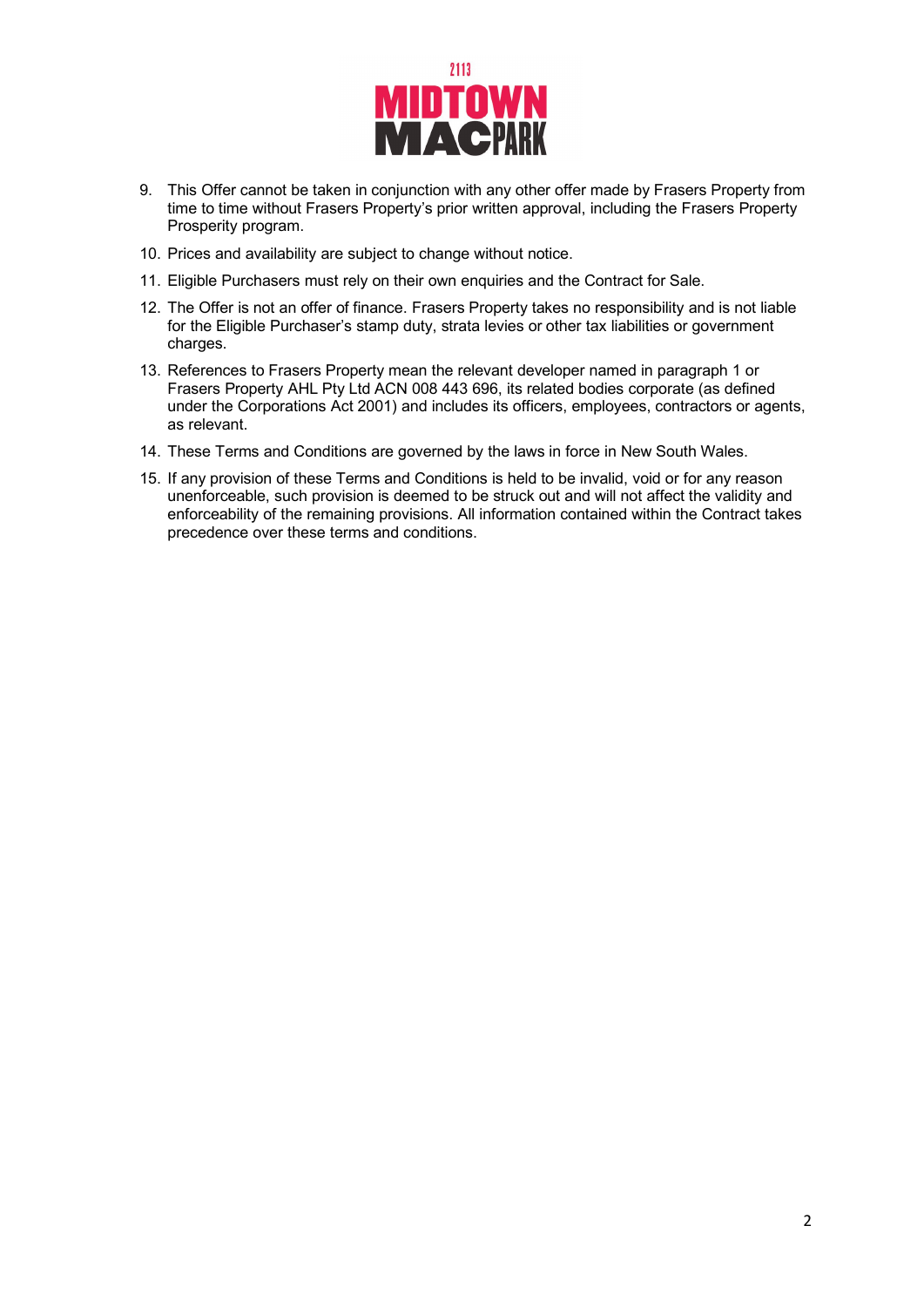9. This Offer cannot be taken in conjunction with any other offer made by Frasers Property from time to time without Frasers Property's prior written approval, including the Frasers Property Prosperity program.
10. Prices and availability are subject to change without notice.
11. Eligible Purchasers must rely on their own enquiries and the Contract for Sale.
12. The Offer is not an offer of finance. Frasers Property takes no responsibility and is not liable for the Eligible Purchaser's stamp duty, strata levies or other tax liabilities or government charges.
13. References to Frasers Property mean the relevant developer named in paragraph 1 or Frasers Property AHL Pty Ltd ACN 008 443 696, its related bodies corporate (as defined under the Corporations Act 2001) and includes its officers, employees, contractors or agents, as relevant.
14. These Terms and Conditions are governed by the laws in force in New South Wales.
15. If any provision of these Terms and Conditions is held to be invalid, void or for any reason unenforceable, such provision is deemed to be struck out and will not affect the validity and enforceability of the remaining provisions. All information contained within the Contract takes precedence over these terms and conditions.